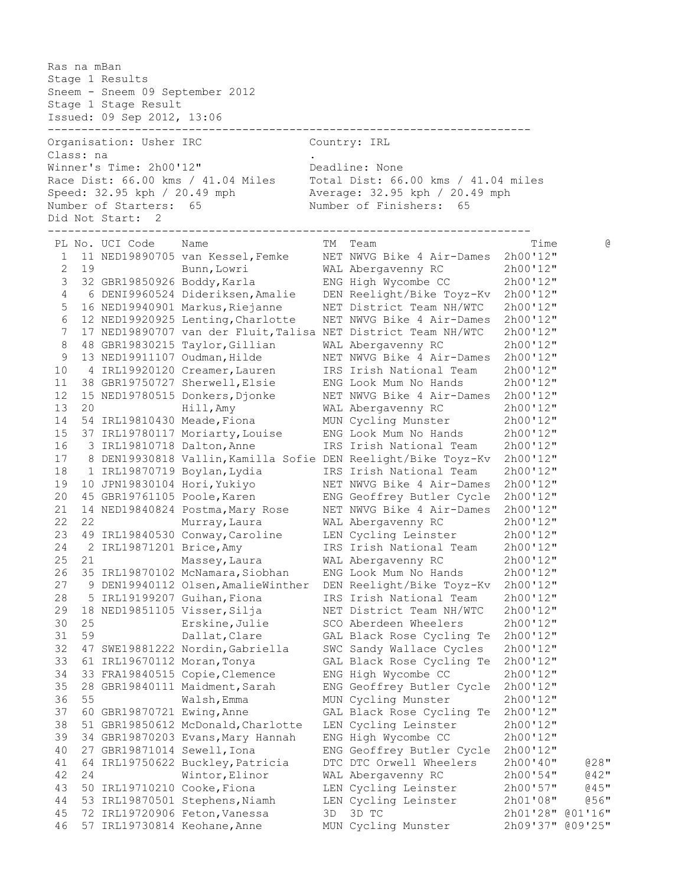Ras na mBan
Stage 1 Results
Sneem - Sneem 09 September 2012
Stage 1 Stage Result
Issued: 09 Sep 2012, 13:06

---

Organisation: Usher IRC　　　　Country: IRL
Class: na　　　　.
Winner's Time: 2h00'12"　　　　Deadline: None
Race Dist: 66.00 kms / 41.04 Miles　　　　Total Dist: 66.00 kms / 41.04 miles
Speed: 32.95 kph / 20.49 mph　　　　Average: 32.95 kph / 20.49 mph
Number of Starters: 65　　　　Number of Finishers: 65
Did Not Start: 2

---

| PL | No. | UCI Code | Name | TM | Team | Time | @ |
|---|---|---|---|---|---|---|---|
| 1 | 11 | NED19890705 | van Kessel,Femke | NET | NWVG Bike 4 Air-Dames | 2h00'12" | |
| 2 | 19 | | Bunn,Lowri | WAL | Abergavenny RC | 2h00'12" | |
| 3 | 32 | GBR19850926 | Boddy,Karla | ENG | High Wycombe CC | 2h00'12" | |
| 4 | 6 | DENI9960524 | Dideriksen,Amalie | DEN | Reelight/Bike Toyz-Kv | 2h00'12" | |
| 5 | 16 | NED19940901 | Markus,Riejanne | NET | District Team NH/WTC | 2h00'12" | |
| 6 | 12 | NED19920925 | Lenting,Charlotte | NET | NWVG Bike 4 Air-Dames | 2h00'12" | |
| 7 | 17 | NED19890707 | van der Fluit,Talisa | NET | District Team NH/WTC | 2h00'12" | |
| 8 | 48 | GBR19830215 | Taylor,Gillian | WAL | Abergavenny RC | 2h00'12" | |
| 9 | 13 | NED19911107 | Oudman,Hilde | NET | NWVG Bike 4 Air-Dames | 2h00'12" | |
| 10 | 4 | IRL19920120 | Creamer,Lauren | IRS | Irish National Team | 2h00'12" | |
| 11 | 38 | GBR19750727 | Sherwell,Elsie | ENG | Look Mum No Hands | 2h00'12" | |
| 12 | 15 | NED19780515 | Donkers,Djonke | NET | NWVG Bike 4 Air-Dames | 2h00'12" | |
| 13 | 20 | | Hill,Amy | WAL | Abergavenny RC | 2h00'12" | |
| 14 | 54 | IRL19810430 | Meade,Fiona | MUN | Cycling Munster | 2h00'12" | |
| 15 | 37 | IRL19780117 | Moriarty,Louise | ENG | Look Mum No Hands | 2h00'12" | |
| 16 | 3 | IRL19810718 | Dalton,Anne | IRS | Irish National Team | 2h00'12" | |
| 17 | 8 | DEN19930818 | Vallin,Kamilla Sofie | DEN | Reelight/Bike Toyz-Kv | 2h00'12" | |
| 18 | 1 | IRL19870719 | Boylan,Lydia | IRS | Irish National Team | 2h00'12" | |
| 19 | 10 | JPN19830104 | Hori,Yukiyo | NET | NWVG Bike 4 Air-Dames | 2h00'12" | |
| 20 | 45 | GBR19761105 | Poole,Karen | ENG | Geoffrey Butler Cycle | 2h00'12" | |
| 21 | 14 | NED19840824 | Postma,Mary Rose | NET | NWVG Bike 4 Air-Dames | 2h00'12" | |
| 22 | 22 | | Murray,Laura | WAL | Abergavenny RC | 2h00'12" | |
| 23 | 49 | IRL19840530 | Conway,Caroline | LEN | Cycling Leinster | 2h00'12" | |
| 24 | 2 | IRL19871201 | Brice,Amy | IRS | Irish National Team | 2h00'12" | |
| 25 | 21 | | Massey,Laura | WAL | Abergavenny RC | 2h00'12" | |
| 26 | 35 | IRL19870102 | McNamara,Siobhan | ENG | Look Mum No Hands | 2h00'12" | |
| 27 | 9 | DEN19940112 | Olsen,AmalieWinther | DEN | Reelight/Bike Toyz-Kv | 2h00'12" | |
| 28 | 5 | IRL19199207 | Guihan,Fiona | IRS | Irish National Team | 2h00'12" | |
| 29 | 18 | NED19851105 | Visser,Silja | NET | District Team NH/WTC | 2h00'12" | |
| 30 | 25 | | Erskine,Julie | SCO | Aberdeen Wheelers | 2h00'12" | |
| 31 | 59 | | Dallat,Clare | GAL | Black Rose Cycling Te | 2h00'12" | |
| 32 | 47 | SWE19881222 | Nordin,Gabriella | SWC | Sandy Wallace Cycles | 2h00'12" | |
| 33 | 61 | IRL19670112 | Moran,Tonya | GAL | Black Rose Cycling Te | 2h00'12" | |
| 34 | 33 | FRA19840515 | Copie,Clemence | ENG | High Wycombe CC | 2h00'12" | |
| 35 | 28 | GBR19840111 | Maidment,Sarah | ENG | Geoffrey Butler Cycle | 2h00'12" | |
| 36 | 55 | | Walsh,Emma | MUN | Cycling Munster | 2h00'12" | |
| 37 | 60 | GBR19870721 | Ewing,Anne | GAL | Black Rose Cycling Te | 2h00'12" | |
| 38 | 51 | GBR19850612 | McDonald,Charlotte | LEN | Cycling Leinster | 2h00'12" | |
| 39 | 34 | GBR19870203 | Evans,Mary Hannah | ENG | High Wycombe CC | 2h00'12" | |
| 40 | 27 | GBR19871014 | Sewell,Iona | ENG | Geoffrey Butler Cycle | 2h00'12" | |
| 41 | 64 | IRL19750622 | Buckley,Patricia | DTC | DTC Orwell Wheelers | 2h00'40" | @28" |
| 42 | 24 | | Wintor,Elinor | WAL | Abergavenny RC | 2h00'54" | @42" |
| 43 | 50 | IRL19710210 | Cooke,Fiona | LEN | Cycling Leinster | 2h00'57" | @45" |
| 44 | 53 | IRL19870501 | Stephens,Niamh | LEN | Cycling Leinster | 2h01'08" | @56" |
| 45 | 72 | IRL19720906 | Feton,Vanessa | 3D | 3D TC | 2h01'28" | @01'16" |
| 46 | 57 | IRL19730814 | Keohane,Anne | MUN | Cycling Munster | 2h09'37" | @09'25" |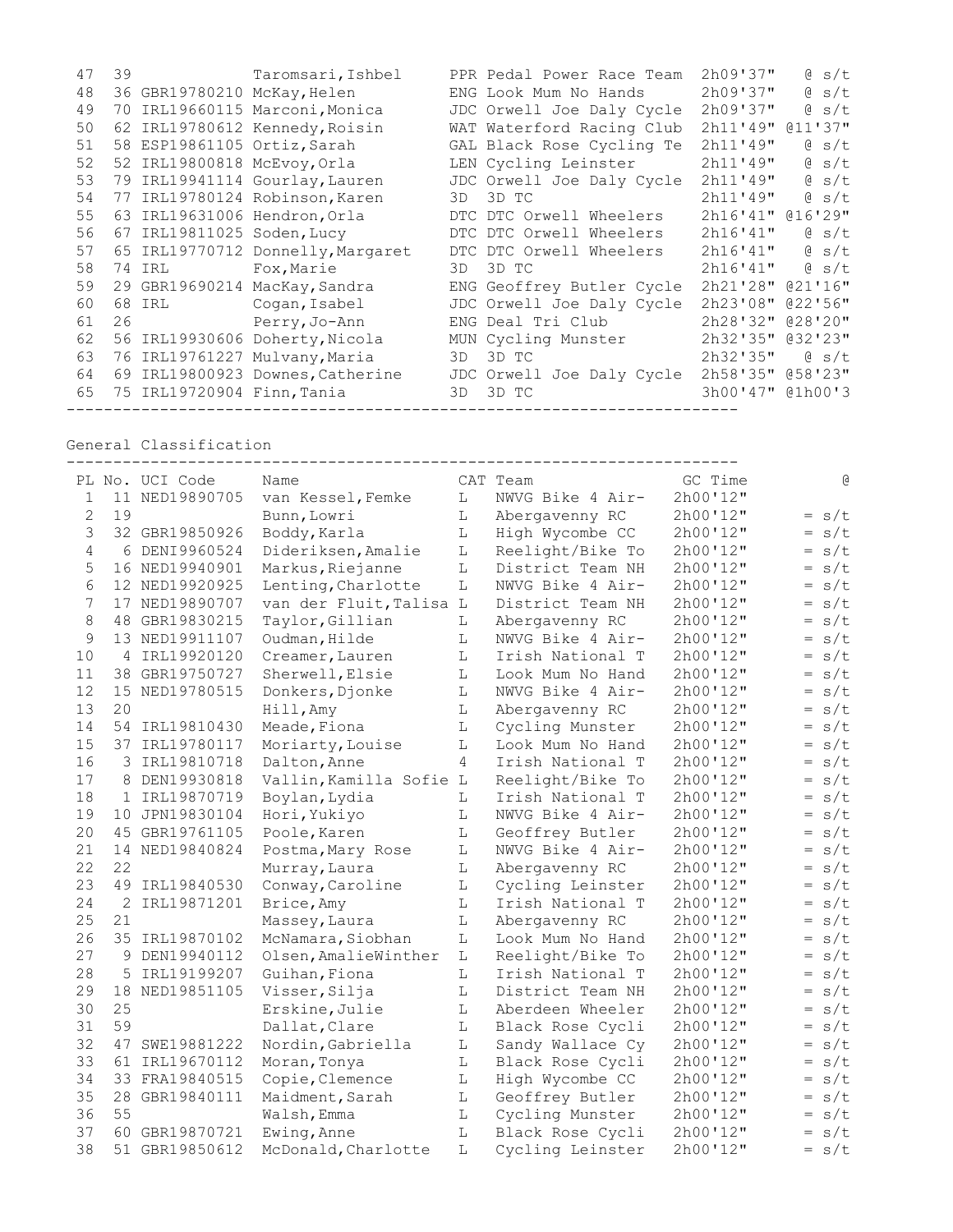| PL | No. | UCI Code | Name | Team | Time | @ |
|---|---|---|---|---|---|---|
| 47 | 39 | | Taromsari,Ishbel | PPR Pedal Power Race Team | 2h09'37" | @ s/t |
| 48 | 36 | GBR19780210 | McKay,Helen | ENG Look Mum No Hands | 2h09'37" | @ s/t |
| 49 | 70 | IRL19660115 | Marconi,Monica | JDC Orwell Joe Daly Cycle | 2h09'37" | @ s/t |
| 50 | 62 | IRL19780612 | Kennedy,Roisin | WAT Waterford Racing Club | 2h11'49" | @11'37" |
| 51 | 58 | ESP19861105 | Ortiz,Sarah | GAL Black Rose Cycling Te | 2h11'49" | @ s/t |
| 52 | 52 | IRL19800818 | McEvoy,Orla | LEN Cycling Leinster | 2h11'49" | @ s/t |
| 53 | 79 | IRL19941114 | Gourlay,Lauren | JDC Orwell Joe Daly Cycle | 2h11'49" | @ s/t |
| 54 | 77 | IRL19780124 | Robinson,Karen | 3D 3D TC | 2h11'49" | @ s/t |
| 55 | 63 | IRL19631006 | Hendron,Orla | DTC DTC Orwell Wheelers | 2h16'41" | @16'29" |
| 56 | 67 | IRL19811025 | Soden,Lucy | DTC DTC Orwell Wheelers | 2h16'41" | @ s/t |
| 57 | 65 | IRL19770712 | Donnelly,Margaret | DTC DTC Orwell Wheelers | 2h16'41" | @ s/t |
| 58 | 74 | IRL | Fox,Marie | 3D 3D TC | 2h16'41" | @ s/t |
| 59 | 29 | GBR19690214 | MacKay,Sandra | ENG Geoffrey Butler Cycle | 2h21'28" | @21'16" |
| 60 | 68 | IRL | Cogan,Isabel | JDC Orwell Joe Daly Cycle | 2h23'08" | @22'56" |
| 61 | 26 | | Perry,Jo-Ann | ENG Deal Tri Club | 2h28'32" | @28'20" |
| 62 | 56 | IRL19930606 | Doherty,Nicola | MUN Cycling Munster | 2h32'35" | @32'23" |
| 63 | 76 | IRL19761227 | Mulvany,Maria | 3D 3D TC | 2h32'35" | @ s/t |
| 64 | 69 | IRL19800923 | Downes,Catherine | JDC Orwell Joe Daly Cycle | 2h58'35" | @58'23" |
| 65 | 75 | IRL19720904 | Finn,Tania | 3D 3D TC | 3h00'47" | @1h00'3 |

## General Classification

| PL | No. | UCI Code | Name | CAT | Team | GC Time | @ |
|---|---|---|---|---|---|---|---|
| 1 | 11 | NED19890705 | van Kessel,Femke | L | NWVG Bike 4 Air- | 2h00'12" | |
| 2 | 19 | | Bunn,Lowri | L | Abergavenny RC | 2h00'12" | = s/t |
| 3 | 32 | GBR19850926 | Boddy,Karla | L | High Wycombe CC | 2h00'12" | = s/t |
| 4 | 6 | DENI9960524 | Dideriksen,Amalie | L | Reelight/Bike To | 2h00'12" | = s/t |
| 5 | 16 | NED19940901 | Markus,Riejanne | L | District Team NH | 2h00'12" | = s/t |
| 6 | 12 | NED19920925 | Lenting,Charlotte | L | NWVG Bike 4 Air- | 2h00'12" | = s/t |
| 7 | 17 | NED19890707 | van der Fluit,Talisa | L | District Team NH | 2h00'12" | = s/t |
| 8 | 48 | GBR19830215 | Taylor,Gillian | L | Abergavenny RC | 2h00'12" | = s/t |
| 9 | 13 | NED19911107 | Oudman,Hilde | L | NWVG Bike 4 Air- | 2h00'12" | = s/t |
| 10 | 4 | IRL19920120 | Creamer,Lauren | L | Irish National T | 2h00'12" | = s/t |
| 11 | 38 | GBR19750727 | Sherwell,Elsie | L | Look Mum No Hand | 2h00'12" | = s/t |
| 12 | 15 | NED19780515 | Donkers,Djonke | L | NWVG Bike 4 Air- | 2h00'12" | = s/t |
| 13 | 20 | | Hill,Amy | L | Abergavenny RC | 2h00'12" | = s/t |
| 14 | 54 | IRL19810430 | Meade,Fiona | L | Cycling Munster | 2h00'12" | = s/t |
| 15 | 37 | IRL19780117 | Moriarty,Louise | L | Look Mum No Hand | 2h00'12" | = s/t |
| 16 | 3 | IRL19810718 | Dalton,Anne | 4 | Irish National T | 2h00'12" | = s/t |
| 17 | 8 | DEN19930818 | Vallin,Kamilla Sofie | L | Reelight/Bike To | 2h00'12" | = s/t |
| 18 | 1 | IRL19870719 | Boylan,Lydia | L | Irish National T | 2h00'12" | = s/t |
| 19 | 10 | JPN19830104 | Hori,Yukiyo | L | NWVG Bike 4 Air- | 2h00'12" | = s/t |
| 20 | 45 | GBR19761105 | Poole,Karen | L | Geoffrey Butler | 2h00'12" | = s/t |
| 21 | 14 | NED19840824 | Postma,Mary Rose | L | NWVG Bike 4 Air- | 2h00'12" | = s/t |
| 22 | 22 | | Murray,Laura | L | Abergavenny RC | 2h00'12" | = s/t |
| 23 | 49 | IRL19840530 | Conway,Caroline | L | Cycling Leinster | 2h00'12" | = s/t |
| 24 | 2 | IRL19871201 | Brice,Amy | L | Irish National T | 2h00'12" | = s/t |
| 25 | 21 | | Massey,Laura | L | Abergavenny RC | 2h00'12" | = s/t |
| 26 | 35 | IRL19870102 | McNamara,Siobhan | L | Look Mum No Hand | 2h00'12" | = s/t |
| 27 | 9 | DEN19940112 | Olsen,AmalieWinther | L | Reelight/Bike To | 2h00'12" | = s/t |
| 28 | 5 | IRL19199207 | Guihan,Fiona | L | Irish National T | 2h00'12" | = s/t |
| 29 | 18 | NED19851105 | Visser,Silja | L | District Team NH | 2h00'12" | = s/t |
| 30 | 25 | | Erskine,Julie | L | Aberdeen Wheeler | 2h00'12" | = s/t |
| 31 | 59 | | Dallat,Clare | L | Black Rose Cycli | 2h00'12" | = s/t |
| 32 | 47 | SWE19881222 | Nordin,Gabriella | L | Sandy Wallace Cy | 2h00'12" | = s/t |
| 33 | 61 | IRL19670112 | Moran,Tonya | L | Black Rose Cycli | 2h00'12" | = s/t |
| 34 | 33 | FRA19840515 | Copie,Clemence | L | High Wycombe CC | 2h00'12" | = s/t |
| 35 | 28 | GBR19840111 | Maidment,Sarah | L | Geoffrey Butler | 2h00'12" | = s/t |
| 36 | 55 | | Walsh,Emma | L | Cycling Munster | 2h00'12" | = s/t |
| 37 | 60 | GBR19870721 | Ewing,Anne | L | Black Rose Cycli | 2h00'12" | = s/t |
| 38 | 51 | GBR19850612 | McDonald,Charlotte | L | Cycling Leinster | 2h00'12" | = s/t |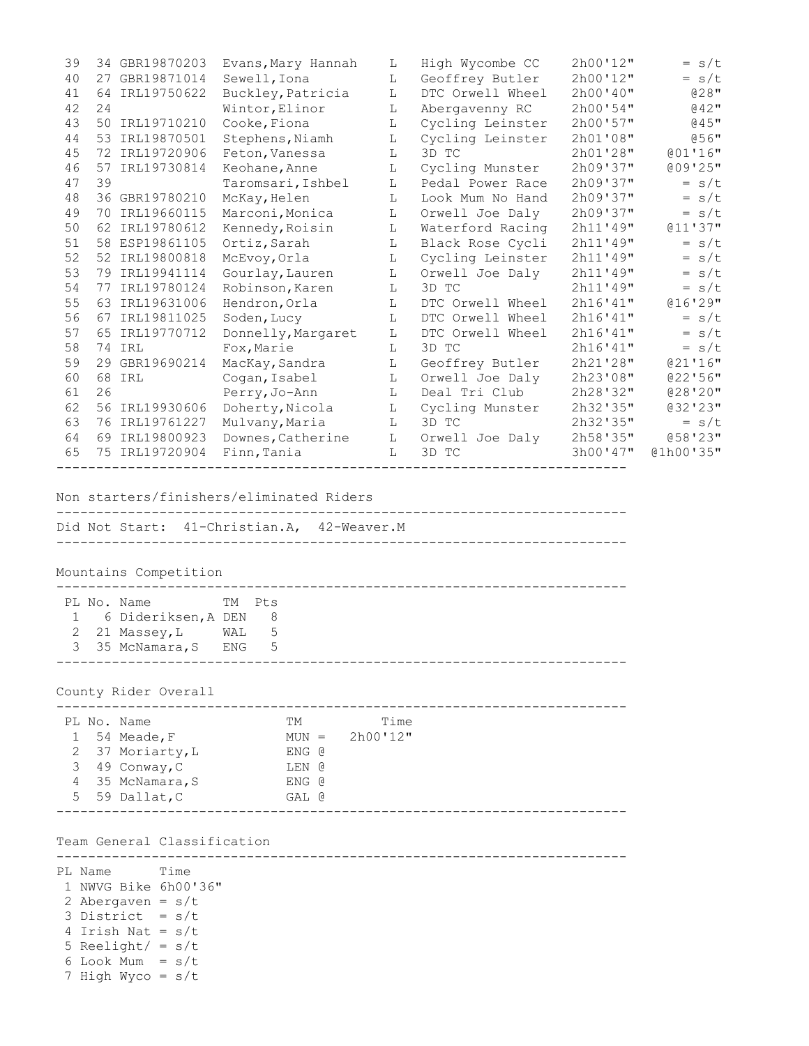| PL | No. | UCI Code | Name | Cat | Team | Time | Gap |
|---|---|---|---|---|---|---|---|
| 39 | 34 | GBR19870203 | Evans,Mary Hannah | L | High Wycombe CC | 2h00'12" | = s/t |
| 40 | 27 | GBR19871014 | Sewell,Iona | L | Geoffrey Butler | 2h00'12" | = s/t |
| 41 | 64 | IRL19750622 | Buckley,Patricia | L | DTC Orwell Wheel | 2h00'40" | @28" |
| 42 | 24 | | Wintor,Elinor | L | Abergavenny RC | 2h00'54" | @42" |
| 43 | 50 | IRL19710210 | Cooke,Fiona | L | Cycling Leinster | 2h00'57" | @45" |
| 44 | 53 | IRL19870501 | Stephens,Niamh | L | Cycling Leinster | 2h01'08" | @56" |
| 45 | 72 | IRL19720906 | Feton,Vanessa | L | 3D TC | 2h01'28" | @01'16" |
| 46 | 57 | IRL19730814 | Keohane,Anne | L | Cycling Munster | 2h09'37" | @09'25" |
| 47 | 39 | | Taromsari,Ishbel | L | Pedal Power Race | 2h09'37" | = s/t |
| 48 | 36 | GBR19780210 | McKay,Helen | L | Look Mum No Hand | 2h09'37" | = s/t |
| 49 | 70 | IRL19660115 | Marconi,Monica | L | Orwell Joe Daly | 2h09'37" | = s/t |
| 50 | 62 | IRL19780612 | Kennedy,Roisin | L | Waterford Racing | 2h11'49" | @11'37" |
| 51 | 58 | ESP19861105 | Ortiz,Sarah | L | Black Rose Cycli | 2h11'49" | = s/t |
| 52 | 52 | IRL19800818 | McEvoy,Orla | L | Cycling Leinster | 2h11'49" | = s/t |
| 53 | 79 | IRL19941114 | Gourlay,Lauren | L | Orwell Joe Daly | 2h11'49" | = s/t |
| 54 | 77 | IRL19780124 | Robinson,Karen | L | 3D TC | 2h11'49" | = s/t |
| 55 | 63 | IRL19631006 | Hendron,Orla | L | DTC Orwell Wheel | 2h16'41" | @16'29" |
| 56 | 67 | IRL19811025 | Soden,Lucy | L | DTC Orwell Wheel | 2h16'41" | = s/t |
| 57 | 65 | IRL19770712 | Donnelly,Margaret | L | DTC Orwell Wheel | 2h16'41" | = s/t |
| 58 | 74 | IRL | Fox,Marie | L | 3D TC | 2h16'41" | = s/t |
| 59 | 29 | GBR19690214 | MacKay,Sandra | L | Geoffrey Butler | 2h21'28" | @21'16" |
| 60 | 68 | IRL | Cogan,Isabel | L | Orwell Joe Daly | 2h23'08" | @22'56" |
| 61 | 26 | | Perry,Jo-Ann | L | Deal Tri Club | 2h28'32" | @28'20" |
| 62 | 56 | IRL19930606 | Doherty,Nicola | L | Cycling Munster | 2h32'35" | @32'23" |
| 63 | 76 | IRL19761227 | Mulvany,Maria | L | 3D TC | 2h32'35" | = s/t |
| 64 | 69 | IRL19800923 | Downes,Catherine | L | Orwell Joe Daly | 2h58'35" | @58'23" |
| 65 | 75 | IRL19720904 | Finn,Tania | L | 3D TC | 3h00'47" | @1h00'35" |

## Non starters/finishers/eliminated Riders

Did Not Start: 41-Christian.A, 42-Weaver.M

## Mountains Competition

| PL | No. | Name | TM | Pts |
|---|---|---|---|---|
| 1 | 6 | Dideriksen,A | DEN | 8 |
| 2 | 21 | Massey,L | WAL | 5 |
| 3 | 35 | McNamara,S | ENG | 5 |

## County Rider Overall

| PL | No. | Name | TM | Time |
|---|---|---|---|---|
| 1 | 54 | Meade,F | MUN = | 2h00'12" |
| 2 | 37 | Moriarty,L | ENG @ | |
| 3 | 49 | Conway,C | LEN @ | |
| 4 | 35 | McNamara,S | ENG @ | |
| 5 | 59 | Dallat,C | GAL @ | |

## Team General Classification

| PL | Name | Time |
|---|---|---|
| 1 | NWVG Bike | 6h00'36" |
| 2 | Abergaven | = s/t |
| 3 | District | = s/t |
| 4 | Irish Nat | = s/t |
| 5 | Reelight/ | = s/t |
| 6 | Look Mum | = s/t |
| 7 | High Wyco | = s/t |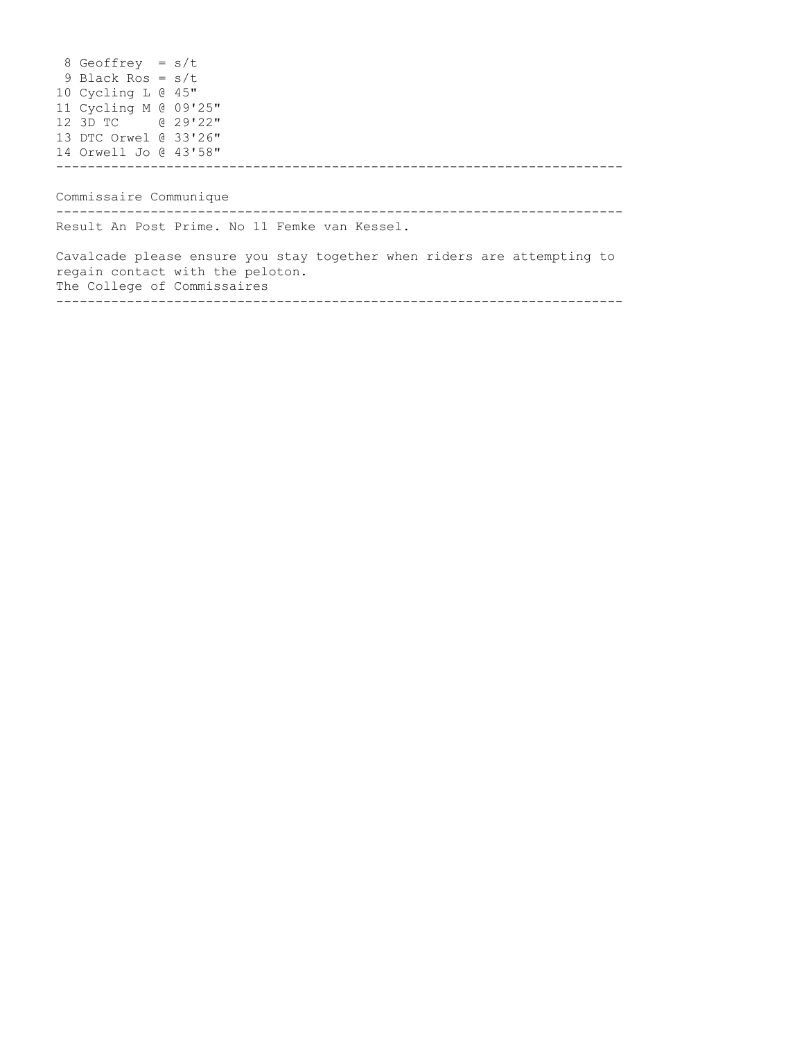```
 8 Geoffrey  = s/t
 9 Black Ros = s/t
10 Cycling L @ 45"
11 Cycling M @ 09'25"
12 3D TC     @ 29'22"
13 DTC Orwel @ 33'26"
14 Orwell Jo @ 43'58"
```

---

Commissaire Communique

---

Result An Post Prime. No 11 Femke van Kessel.

Cavalcade please ensure you stay together when riders are attempting to regain contact with the peloton.
The College of Commissaires

---